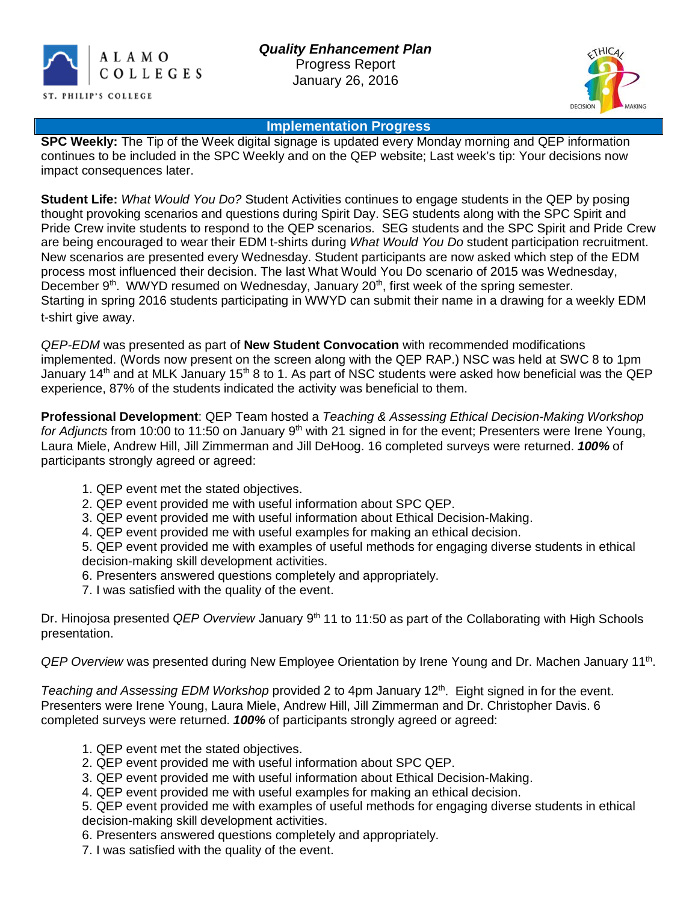ALAMO COLLEGES
ST. PHILIP'S COLLEGE

# *Quality Enhancement Plan*

Progress Report
January 26, 2016

## Implementation Progress

**SPC Weekly:** The Tip of the Week digital signage is updated every Monday morning and QEP information continues to be included in the SPC Weekly and on the QEP website; Last week's tip: Your decisions now impact consequences later.

**Student Life:** *What Would You Do?* Student Activities continues to engage students in the QEP by posing thought provoking scenarios and questions during Spirit Day. SEG students along with the SPC Spirit and Pride Crew invite students to respond to the QEP scenarios. SEG students and the SPC Spirit and Pride Crew are being encouraged to wear their EDM t-shirts during *What Would You Do* student participation recruitment. New scenarios are presented every Wednesday. Student participants are now asked which step of the EDM process most influenced their decision. The last What Would You Do scenario of 2015 was Wednesday, December 9th. WWYD resumed on Wednesday, January 20th, first week of the spring semester. Starting in spring 2016 students participating in WWYD can submit their name in a drawing for a weekly EDM t-shirt give away.

*QEP-EDM* was presented as part of **New Student Convocation** with recommended modifications implemented. (Words now present on the screen along with the QEP RAP.) NSC was held at SWC 8 to 1pm January 14th and at MLK January 15th 8 to 1. As part of NSC students were asked how beneficial was the QEP experience, 87% of the students indicated the activity was beneficial to them.

**Professional Development**: QEP Team hosted a *Teaching & Assessing Ethical Decision-Making Workshop for Adjuncts* from 10:00 to 11:50 on January 9th with 21 signed in for the event; Presenters were Irene Young, Laura Miele, Andrew Hill, Jill Zimmerman and Jill DeHoog. 16 completed surveys were returned. ***100%*** of participants strongly agreed or agreed:

1. QEP event met the stated objectives.
2. QEP event provided me with useful information about SPC QEP.
3. QEP event provided me with useful information about Ethical Decision-Making.
4. QEP event provided me with useful examples for making an ethical decision.
5. QEP event provided me with examples of useful methods for engaging diverse students in ethical decision-making skill development activities.
6. Presenters answered questions completely and appropriately.
7. I was satisfied with the quality of the event.

Dr. Hinojosa presented *QEP Overview* January 9th 11 to 11:50 as part of the Collaborating with High Schools presentation.

*QEP Overview* was presented during New Employee Orientation by Irene Young and Dr. Machen January 11th.

*Teaching and Assessing EDM Workshop* provided 2 to 4pm January 12th. Eight signed in for the event. Presenters were Irene Young, Laura Miele, Andrew Hill, Jill Zimmerman and Dr. Christopher Davis. 6 completed surveys were returned. ***100%*** of participants strongly agreed or agreed:

1. QEP event met the stated objectives.
2. QEP event provided me with useful information about SPC QEP.
3. QEP event provided me with useful information about Ethical Decision-Making.
4. QEP event provided me with useful examples for making an ethical decision.
5. QEP event provided me with examples of useful methods for engaging diverse students in ethical decision-making skill development activities.
6. Presenters answered questions completely and appropriately.
7. I was satisfied with the quality of the event.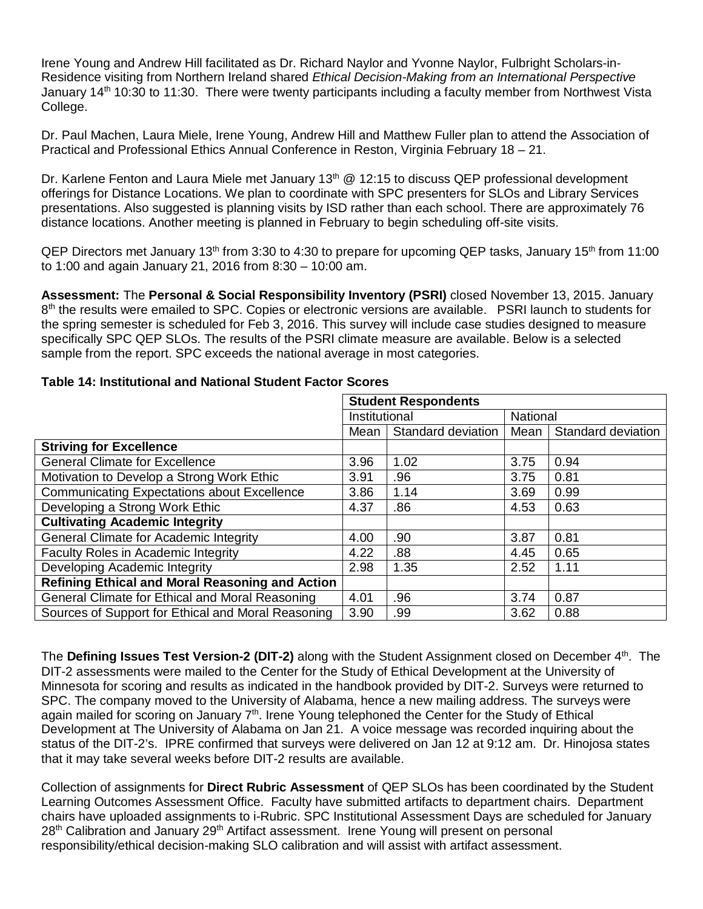Irene Young and Andrew Hill facilitated as Dr. Richard Naylor and Yvonne Naylor, Fulbright Scholars-in-Residence visiting from Northern Ireland shared *Ethical Decision-Making from an International Perspective* January 14th 10:30 to 11:30. There were twenty participants including a faculty member from Northwest Vista College.

Dr. Paul Machen, Laura Miele, Irene Young, Andrew Hill and Matthew Fuller plan to attend the Association of Practical and Professional Ethics Annual Conference in Reston, Virginia February 18 – 21.

Dr. Karlene Fenton and Laura Miele met January 13th @ 12:15 to discuss QEP professional development offerings for Distance Locations. We plan to coordinate with SPC presenters for SLOs and Library Services presentations. Also suggested is planning visits by ISD rather than each school. There are approximately 76 distance locations. Another meeting is planned in February to begin scheduling off-site visits.

QEP Directors met January 13th from 3:30 to 4:30 to prepare for upcoming QEP tasks, January 15th from 11:00 to 1:00 and again January 21, 2016 from 8:30 – 10:00 am.

**Assessment:** The **Personal & Social Responsibility Inventory (PSRI)** closed November 13, 2015. January 8th the results were emailed to SPC. Copies or electronic versions are available. PSRI launch to students for the spring semester is scheduled for Feb 3, 2016. This survey will include case studies designed to measure specifically SPC QEP SLOs. The results of the PSRI climate measure are available. Below is a selected sample from the report. SPC exceeds the national average in most categories.

**Table 14: Institutional and National Student Factor Scores**

| | Student Respondents | | | |
|---|---|---|---|---|
| | Institutional | | National | |
| | Mean | Standard deviation | Mean | Standard deviation |
| **Striving for Excellence** | | | | |
| General Climate for Excellence | 3.96 | 1.02 | 3.75 | 0.94 |
| Motivation to Develop a Strong Work Ethic | 3.91 | .96 | 3.75 | 0.81 |
| Communicating Expectations about Excellence | 3.86 | 1.14 | 3.69 | 0.99 |
| Developing a Strong Work Ethic | 4.37 | .86 | 4.53 | 0.63 |
| **Cultivating Academic Integrity** | | | | |
| General Climate for Academic Integrity | 4.00 | .90 | 3.87 | 0.81 |
| Faculty Roles in Academic Integrity | 4.22 | .88 | 4.45 | 0.65 |
| Developing Academic Integrity | 2.98 | 1.35 | 2.52 | 1.11 |
| **Refining Ethical and Moral Reasoning and Action** | | | | |
| General Climate for Ethical and Moral Reasoning | 4.01 | .96 | 3.74 | 0.87 |
| Sources of Support for Ethical and Moral Reasoning | 3.90 | .99 | 3.62 | 0.88 |

The **Defining Issues Test Version-2 (DIT-2)** along with the Student Assignment closed on December 4th. The DIT-2 assessments were mailed to the Center for the Study of Ethical Development at the University of Minnesota for scoring and results as indicated in the handbook provided by DIT-2. Surveys were returned to SPC. The company moved to the University of Alabama, hence a new mailing address. The surveys were again mailed for scoring on January 7th. Irene Young telephoned the Center for the Study of Ethical Development at The University of Alabama on Jan 21. A voice message was recorded inquiring about the status of the DIT-2's. IPRE confirmed that surveys were delivered on Jan 12 at 9:12 am. Dr. Hinojosa states that it may take several weeks before DIT-2 results are available.

Collection of assignments for **Direct Rubric Assessment** of QEP SLOs has been coordinated by the Student Learning Outcomes Assessment Office. Faculty have submitted artifacts to department chairs. Department chairs have uploaded assignments to i-Rubric. SPC Institutional Assessment Days are scheduled for January 28th Calibration and January 29th Artifact assessment. Irene Young will present on personal responsibility/ethical decision-making SLO calibration and will assist with artifact assessment.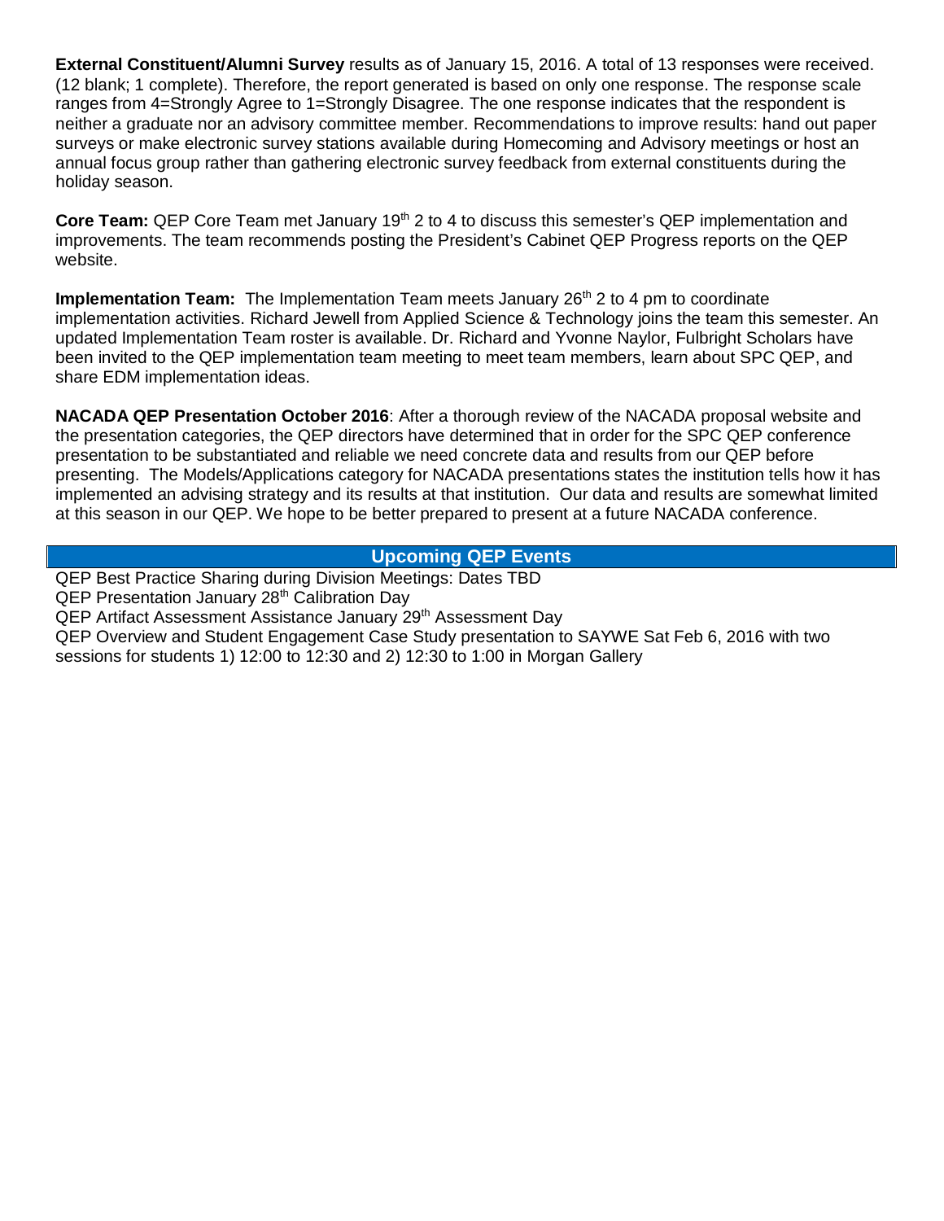**External Constituent/Alumni Survey** results as of January 15, 2016. A total of 13 responses were received. (12 blank; 1 complete). Therefore, the report generated is based on only one response. The response scale ranges from 4=Strongly Agree to 1=Strongly Disagree. The one response indicates that the respondent is neither a graduate nor an advisory committee member. Recommendations to improve results: hand out paper surveys or make electronic survey stations available during Homecoming and Advisory meetings or host an annual focus group rather than gathering electronic survey feedback from external constituents during the holiday season.

**Core Team:** QEP Core Team met January 19th 2 to 4 to discuss this semester's QEP implementation and improvements. The team recommends posting the President's Cabinet QEP Progress reports on the QEP website.

**Implementation Team:** The Implementation Team meets January 26th 2 to 4 pm to coordinate implementation activities. Richard Jewell from Applied Science & Technology joins the team this semester. An updated Implementation Team roster is available. Dr. Richard and Yvonne Naylor, Fulbright Scholars have been invited to the QEP implementation team meeting to meet team members, learn about SPC QEP, and share EDM implementation ideas.

**NACADA QEP Presentation October 2016**: After a thorough review of the NACADA proposal website and the presentation categories, the QEP directors have determined that in order for the SPC QEP conference presentation to be substantiated and reliable we need concrete data and results from our QEP before presenting. The Models/Applications category for NACADA presentations states the institution tells how it has implemented an advising strategy and its results at that institution. Our data and results are somewhat limited at this season in our QEP. We hope to be better prepared to present at a future NACADA conference.

## Upcoming QEP Events

QEP Best Practice Sharing during Division Meetings: Dates TBD
QEP Presentation January 28th Calibration Day
QEP Artifact Assessment Assistance January 29th Assessment Day
QEP Overview and Student Engagement Case Study presentation to SAYWE Sat Feb 6, 2016 with two sessions for students 1) 12:00 to 12:30 and 2) 12:30 to 1:00 in Morgan Gallery